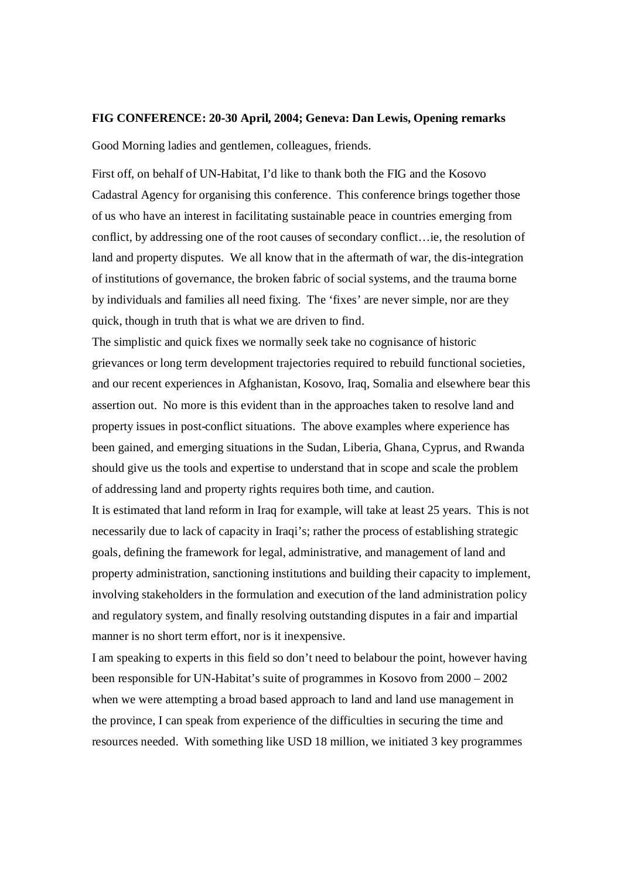**FIG CONFERENCE: 20-30 April, 2004; Geneva: Dan Lewis, Opening remarks**

Good Morning ladies and gentlemen, colleagues, friends.

First off, on behalf of UN-Habitat, I'd like to thank both the FIG and the Kosovo Cadastral Agency for organising this conference. This conference brings together those of us who have an interest in facilitating sustainable peace in countries emerging from conflict, by addressing one of the root causes of secondary conflict…ie, the resolution of land and property disputes. We all know that in the aftermath of war, the dis-integration of institutions of governance, the broken fabric of social systems, and the trauma borne by individuals and families all need fixing. The 'fixes' are never simple, nor are they quick, though in truth that is what we are driven to find.

The simplistic and quick fixes we normally seek take no cognisance of historic grievances or long term development trajectories required to rebuild functional societies, and our recent experiences in Afghanistan, Kosovo, Iraq, Somalia and elsewhere bear this assertion out. No more is this evident than in the approaches taken to resolve land and property issues in post-conflict situations. The above examples where experience has been gained, and emerging situations in the Sudan, Liberia, Ghana, Cyprus, and Rwanda should give us the tools and expertise to understand that in scope and scale the problem of addressing land and property rights requires both time, and caution.

It is estimated that land reform in Iraq for example, will take at least 25 years. This is not necessarily due to lack of capacity in Iraqi's; rather the process of establishing strategic goals, defining the framework for legal, administrative, and management of land and property administration, sanctioning institutions and building their capacity to implement, involving stakeholders in the formulation and execution of the land administration policy and regulatory system, and finally resolving outstanding disputes in a fair and impartial manner is no short term effort, nor is it inexpensive.

I am speaking to experts in this field so don't need to belabour the point, however having been responsible for UN-Habitat's suite of programmes in Kosovo from 2000 – 2002 when we were attempting a broad based approach to land and land use management in the province, I can speak from experience of the difficulties in securing the time and resources needed. With something like USD 18 million, we initiated 3 key programmes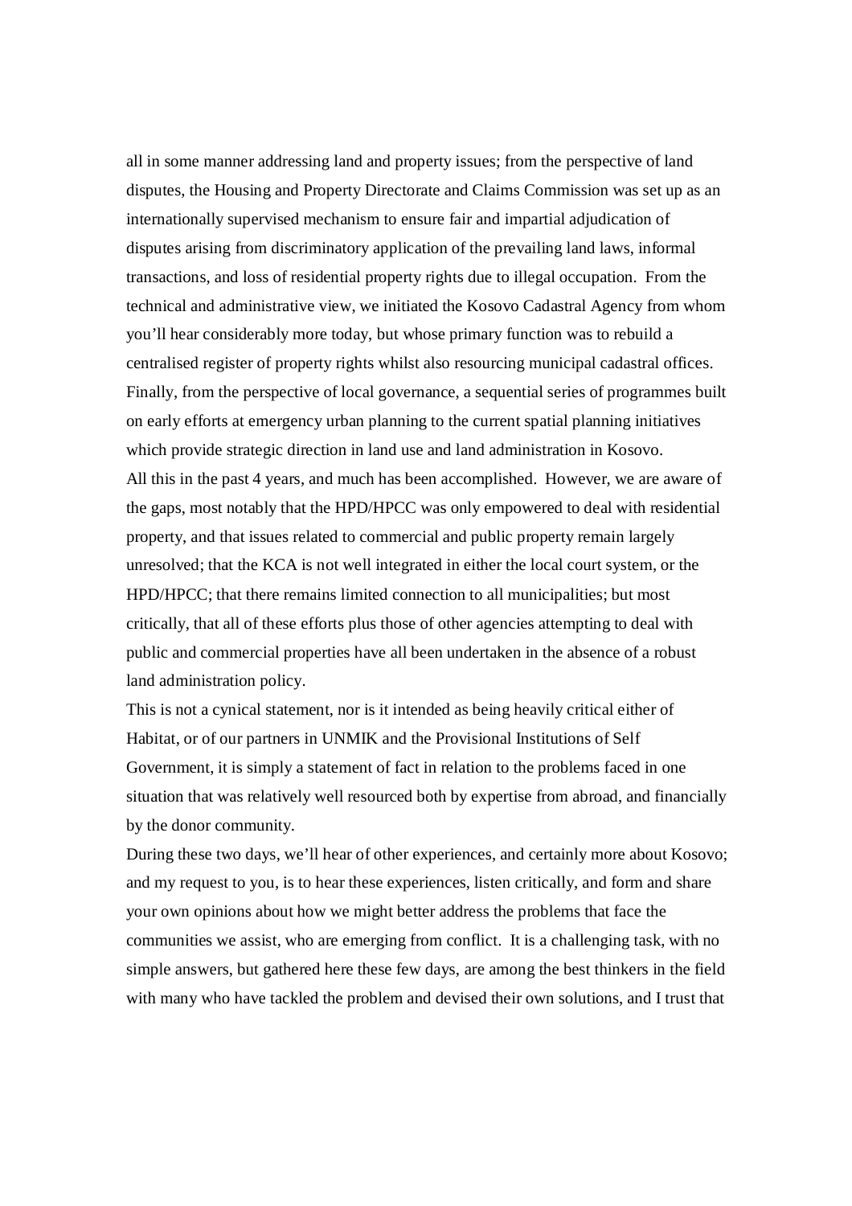all in some manner addressing land and property issues; from the perspective of land disputes, the Housing and Property Directorate and Claims Commission was set up as an internationally supervised mechanism to ensure fair and impartial adjudication of disputes arising from discriminatory application of the prevailing land laws, informal transactions, and loss of residential property rights due to illegal occupation. From the technical and administrative view, we initiated the Kosovo Cadastral Agency from whom you'll hear considerably more today, but whose primary function was to rebuild a centralised register of property rights whilst also resourcing municipal cadastral offices. Finally, from the perspective of local governance, a sequential series of programmes built on early efforts at emergency urban planning to the current spatial planning initiatives which provide strategic direction in land use and land administration in Kosovo.

All this in the past 4 years, and much has been accomplished. However, we are aware of the gaps, most notably that the HPD/HPCC was only empowered to deal with residential property, and that issues related to commercial and public property remain largely unresolved; that the KCA is not well integrated in either the local court system, or the HPD/HPCC; that there remains limited connection to all municipalities; but most critically, that all of these efforts plus those of other agencies attempting to deal with public and commercial properties have all been undertaken in the absence of a robust land administration policy.

This is not a cynical statement, nor is it intended as being heavily critical either of Habitat, or of our partners in UNMIK and the Provisional Institutions of Self Government, it is simply a statement of fact in relation to the problems faced in one situation that was relatively well resourced both by expertise from abroad, and financially by the donor community.

During these two days, we'll hear of other experiences, and certainly more about Kosovo; and my request to you, is to hear these experiences, listen critically, and form and share your own opinions about how we might better address the problems that face the communities we assist, who are emerging from conflict. It is a challenging task, with no simple answers, but gathered here these few days, are among the best thinkers in the field with many who have tackled the problem and devised their own solutions, and I trust that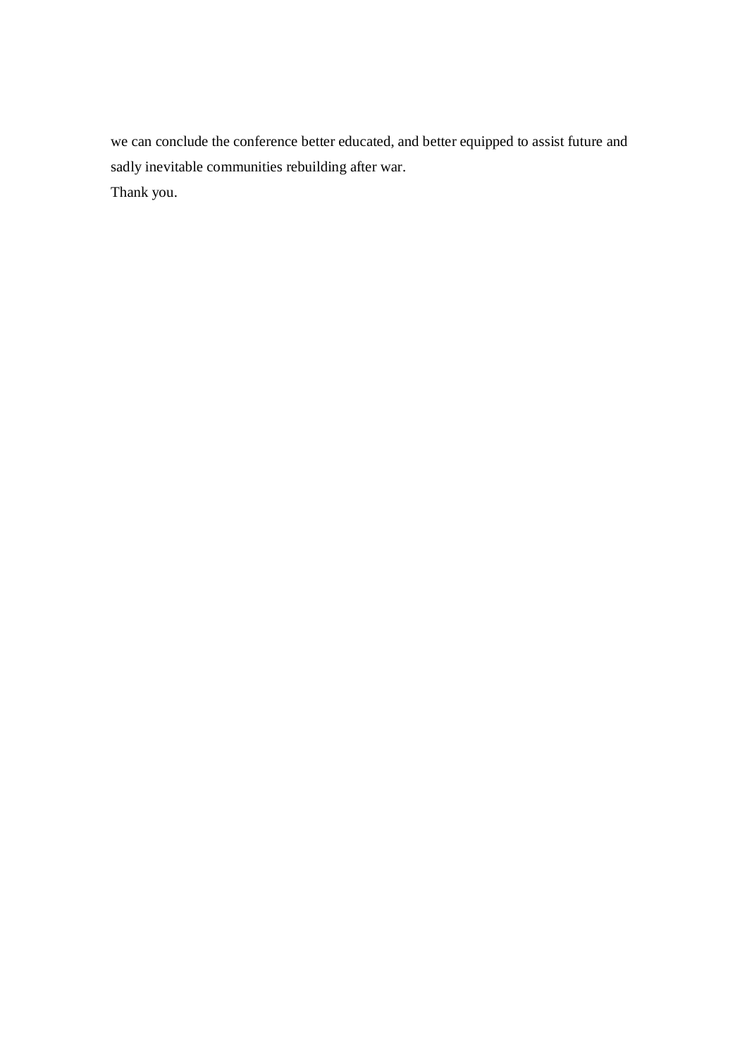we can conclude the conference better educated, and better equipped to assist future and sadly inevitable communities rebuilding after war.

Thank you.